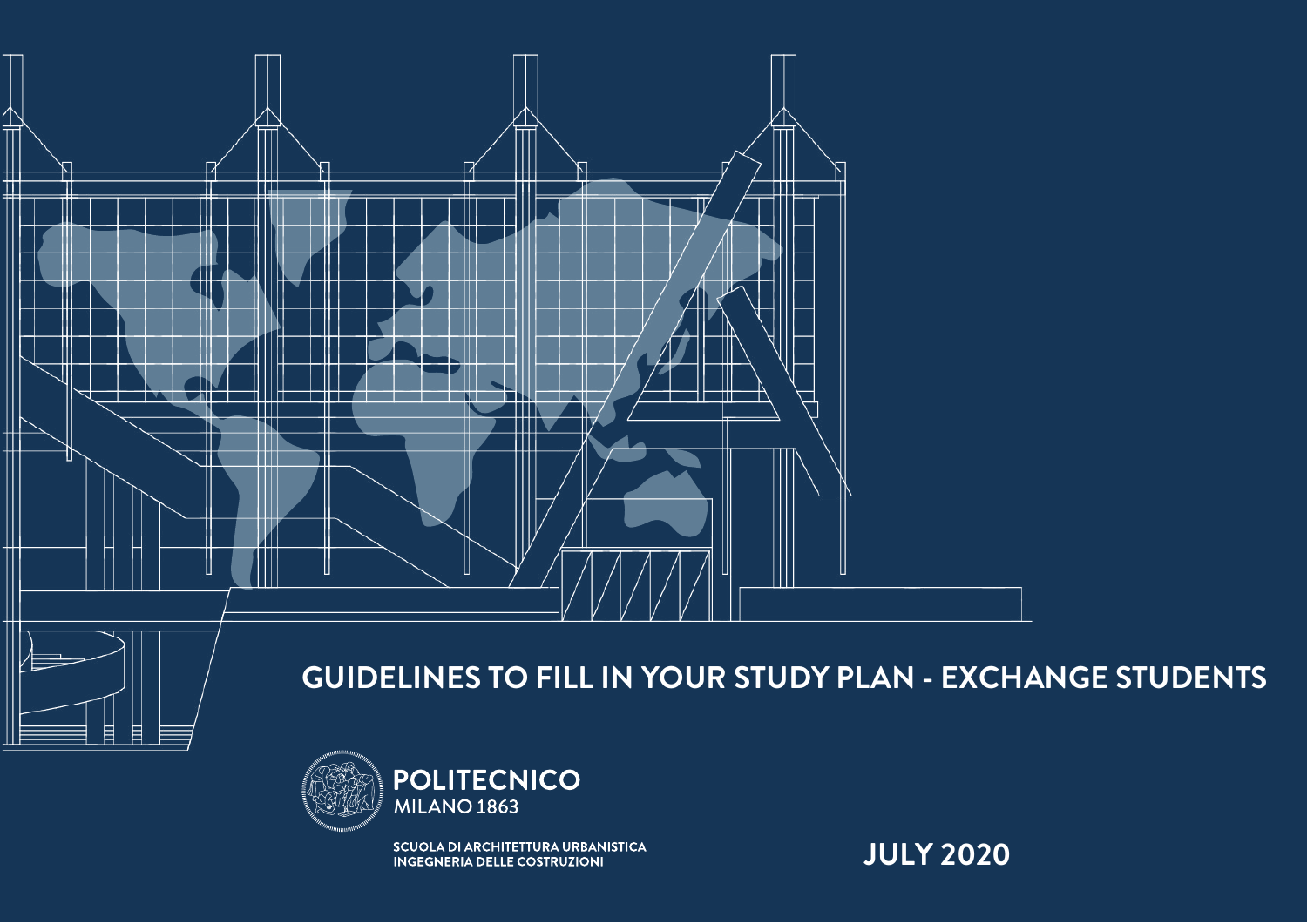# GUIDELINES TO FILL IN YOUR STUDY PLAN - EXCHANGE STUDENTS

**POLITECNICO**
MILANO 1863

SCUOLA DI ARCHITETTURA URBANISTICA
INGEGNERIA DELLE COSTRUZIONI

**JULY 2020**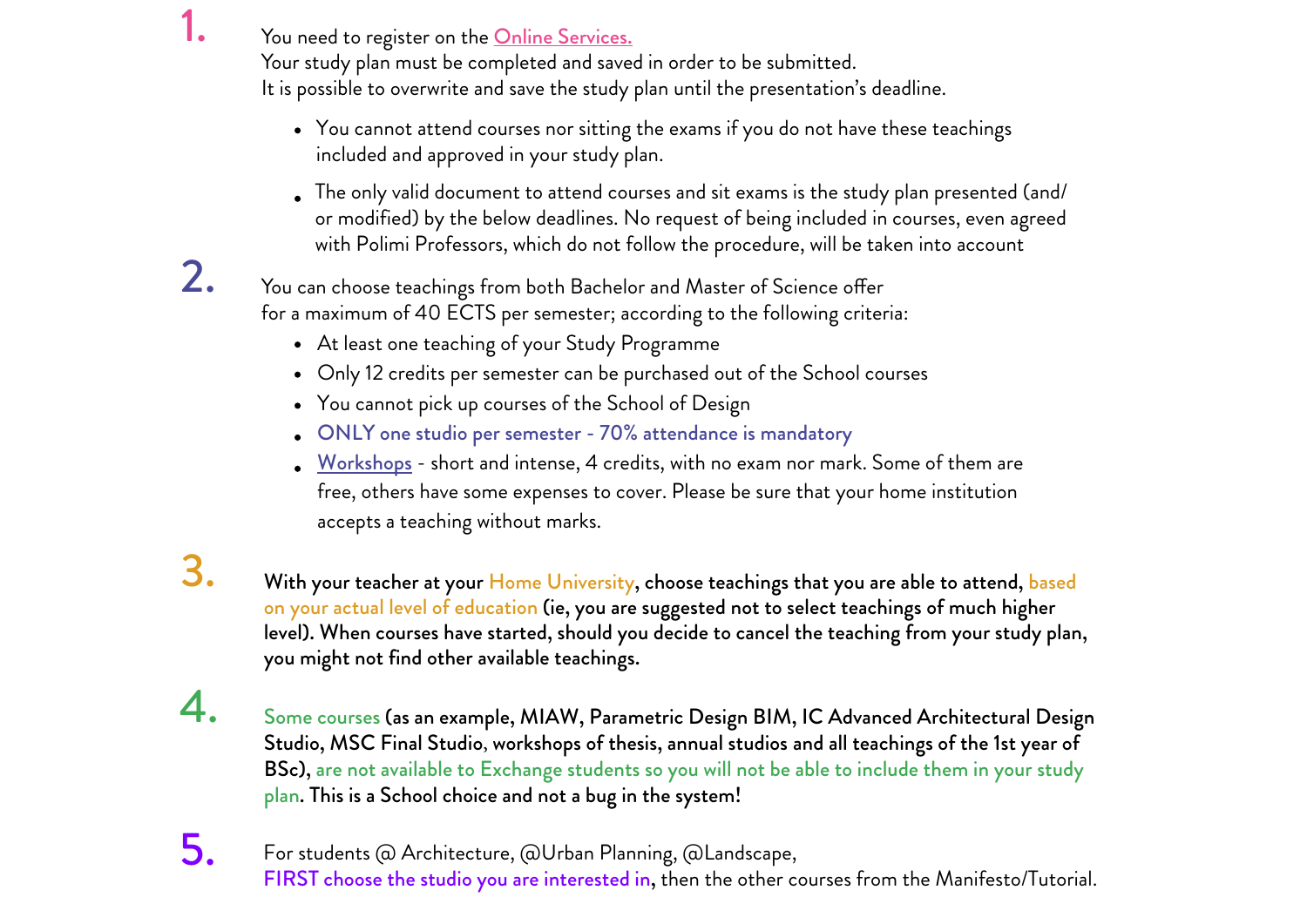1. You need to register on the Online Services.
   Your study plan must be completed and saved in order to be submitted.
   It is possible to overwrite and save the study plan until the presentation's deadline.

   - You cannot attend courses nor sitting the exams if you do not have these teachings included and approved in your study plan.
   - The only valid document to attend courses and sit exams is the study plan presented (and/or modified) by the below deadlines. No request of being included in courses, even agreed with Polimi Professors, which do not follow the procedure, will be taken into account

2. You can choose teachings from both Bachelor and Master of Science offer for a maximum of 40 ECTS per semester; according to the following criteria:

   - At least one teaching of your Study Programme
   - Only 12 credits per semester can be purchased out of the School courses
   - You cannot pick up courses of the School of Design
   - ONLY one studio per semester - 70% attendance is mandatory
   - Workshops - short and intense, 4 credits, with no exam nor mark. Some of them are free, others have some expenses to cover. Please be sure that your home institution accepts a teaching without marks.

3. **With your teacher at your Home University, choose teachings that you are able to attend, based on your actual level of education (ie, you are suggested not to select teachings of much higher level). When courses have started, should you decide to cancel the teaching from your study plan, you might not find other available teachings.**

4. **Some courses (as an example, MIAW, Parametric Design BIM, IC Advanced Architectural Design Studio, MSC Final Studio, workshops of thesis, annual studios and all teachings of the 1st year of BSc), are not available to Exchange students so you will not be able to include them in your study plan. This is a School choice and not a bug in the system!**

5. For students @ Architecture, @Urban Planning, @Landscape,
   FIRST choose the studio you are interested in, then the other courses from the Manifesto/Tutorial.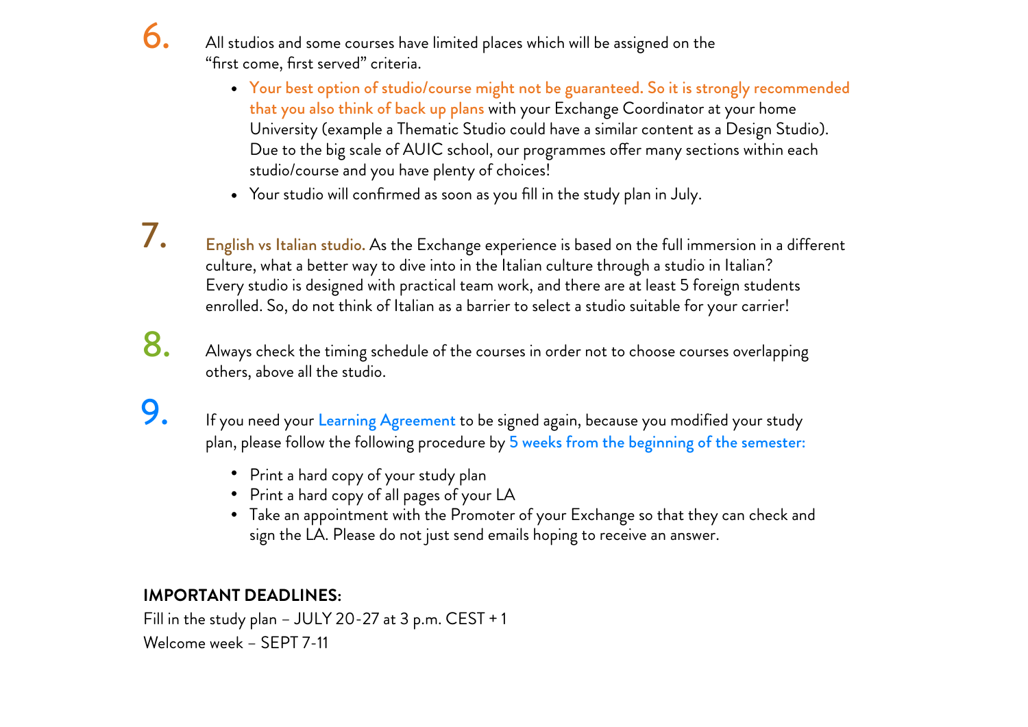6. All studios and some courses have limited places which will be assigned on the "first come, first served" criteria.

   - Your best option of studio/course might not be guaranteed. So it is strongly recommended that you also think of back up plans with your Exchange Coordinator at your home University (example a Thematic Studio could have a similar content as a Design Studio). Due to the big scale of AUIC school, our programmes offer many sections within each studio/course and you have plenty of choices!
   - Your studio will confirmed as soon as you fill in the study plan in July.

7. English vs Italian studio. As the Exchange experience is based on the full immersion in a different culture, what a better way to dive into in the Italian culture through a studio in Italian? Every studio is designed with practical team work, and there are at least 5 foreign students enrolled. So, do not think of Italian as a barrier to select a studio suitable for your carrier!

8. Always check the timing schedule of the courses in order not to choose courses overlapping others, above all the studio.

9. If you need your Learning Agreement to be signed again, because you modified your study plan, please follow the following procedure by 5 weeks from the beginning of the semester:

   - Print a hard copy of your study plan
   - Print a hard copy of all pages of your LA
   - Take an appointment with the Promoter of your Exchange so that they can check and sign the LA. Please do not just send emails hoping to receive an answer.

**IMPORTANT DEADLINES:**

Fill in the study plan – JULY 20-27 at 3 p.m. CEST + 1

Welcome week – SEPT 7-11